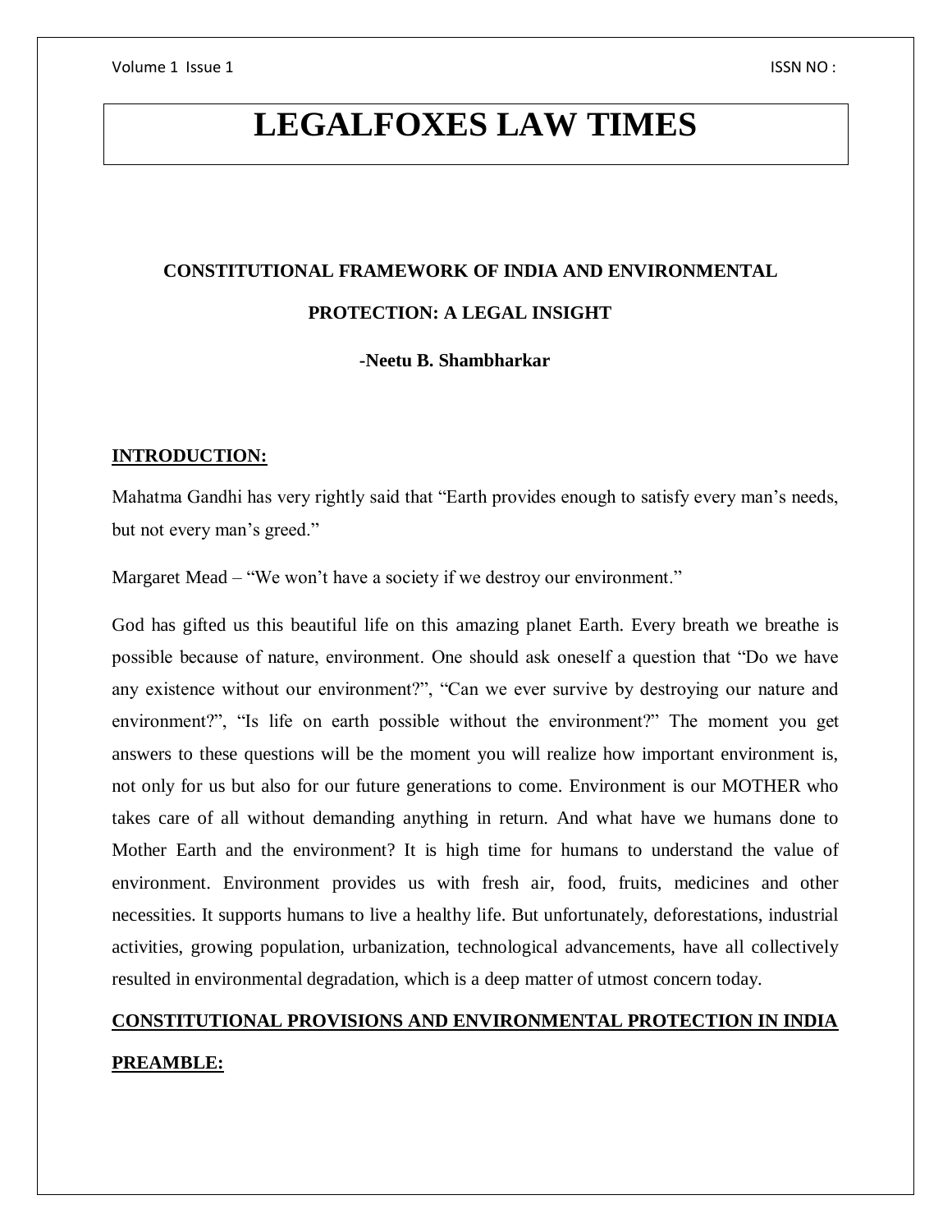# LEGALFOXES LAW TIMES

## CONSTITUTIONAL FRAMEWORK OF INDIA AND ENVIRONMENTAL PROTECTION: A LEGAL INSIGHT

**-Neetu B. Shambharkar**

### INTRODUCTION:

Mahatma Gandhi has very rightly said that "Earth provides enough to satisfy every man's needs, but not every man's greed."

Margaret Mead – "We won't have a society if we destroy our environment."

God has gifted us this beautiful life on this amazing planet Earth. Every breath we breathe is possible because of nature, environment. One should ask oneself a question that "Do we have any existence without our environment?", "Can we ever survive by destroying our nature and environment?", "Is life on earth possible without the environment?" The moment you get answers to these questions will be the moment you will realize how important environment is, not only for us but also for our future generations to come. Environment is our MOTHER who takes care of all without demanding anything in return. And what have we humans done to Mother Earth and the environment? It is high time for humans to understand the value of environment. Environment provides us with fresh air, food, fruits, medicines and other necessities. It supports humans to live a healthy life. But unfortunately, deforestations, industrial activities, growing population, urbanization, technological advancements, have all collectively resulted in environmental degradation, which is a deep matter of utmost concern today.

### CONSTITUTIONAL PROVISIONS AND ENVIRONMENTAL PROTECTION IN INDIA

### PREAMBLE: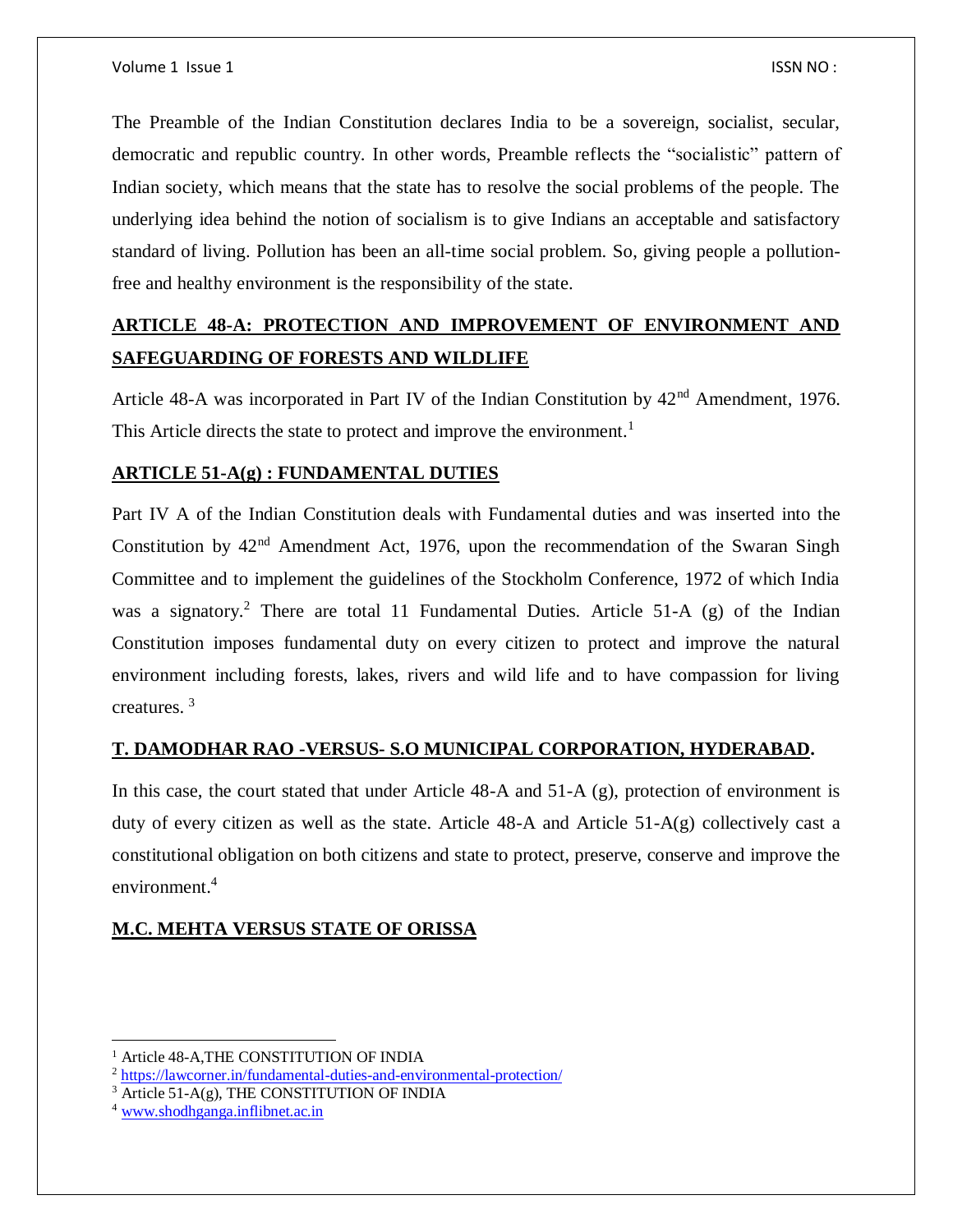The Preamble of the Indian Constitution declares India to be a sovereign, socialist, secular, democratic and republic country. In other words, Preamble reflects the "socialistic" pattern of Indian society, which means that the state has to resolve the social problems of the people. The underlying idea behind the notion of socialism is to give Indians an acceptable and satisfactory standard of living. Pollution has been an all-time social problem. So, giving people a pollution-free and healthy environment is the responsibility of the state.

## ARTICLE 48-A: PROTECTION AND IMPROVEMENT OF ENVIRONMENT AND SAFEGUARDING OF FORESTS AND WILDLIFE

Article 48-A was incorporated in Part IV of the Indian Constitution by 42nd Amendment, 1976. This Article directs the state to protect and improve the environment.[1]

## ARTICLE 51-A(g) : FUNDAMENTAL DUTIES

Part IV A of the Indian Constitution deals with Fundamental duties and was inserted into the Constitution by 42nd Amendment Act, 1976, upon the recommendation of the Swaran Singh Committee and to implement the guidelines of the Stockholm Conference, 1972 of which India was a signatory.[2] There are total 11 Fundamental Duties. Article 51-A (g) of the Indian Constitution imposes fundamental duty on every citizen to protect and improve the natural environment including forests, lakes, rivers and wild life and to have compassion for living creatures. [3]

## T. DAMODHAR RAO -VERSUS- S.O MUNICIPAL CORPORATION, HYDERABAD.

In this case, the court stated that under Article 48-A and 51-A (g), protection of environment is duty of every citizen as well as the state. Article 48-A and Article 51-A(g) collectively cast a constitutional obligation on both citizens and state to protect, preserve, conserve and improve the environment.[4]

## M.C. MEHTA VERSUS STATE OF ORISSA

---

[1] Article 48-A,THE CONSTITUTION OF INDIA

[2] https://lawcorner.in/fundamental-duties-and-environmental-protection/

[3] Article 51-A(g), THE CONSTITUTION OF INDIA

[4] www.shodhganga.inflibnet.ac.in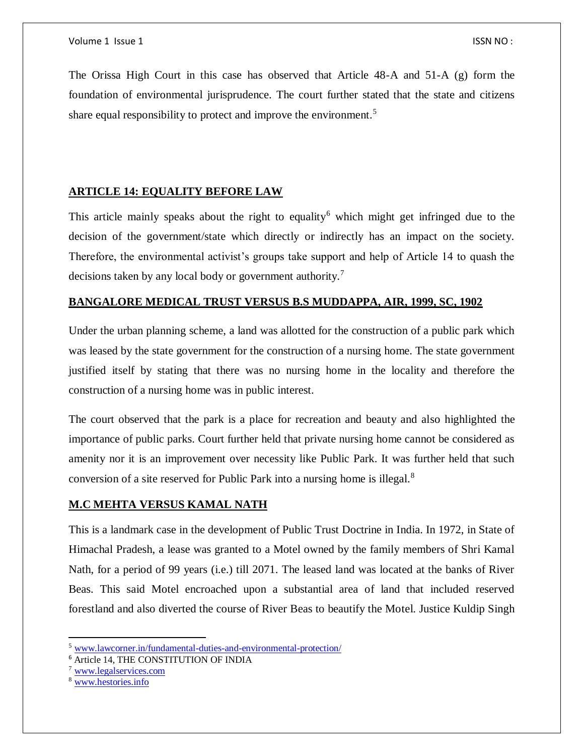The Orissa High Court in this case has observed that Article 48-A and 51-A (g) form the foundation of environmental jurisprudence. The court further stated that the state and citizens share equal responsibility to protect and improve the environment.[5]

## ARTICLE 14: EQUALITY BEFORE LAW

This article mainly speaks about the right to equality[6] which might get infringed due to the decision of the government/state which directly or indirectly has an impact on the society. Therefore, the environmental activist's groups take support and help of Article 14 to quash the decisions taken by any local body or government authority.[7]

### BANGALORE MEDICAL TRUST VERSUS B.S MUDDAPPA, AIR, 1999, SC, 1902

Under the urban planning scheme, a land was allotted for the construction of a public park which was leased by the state government for the construction of a nursing home. The state government justified itself by stating that there was no nursing home in the locality and therefore the construction of a nursing home was in public interest.

The court observed that the park is a place for recreation and beauty and also highlighted the importance of public parks. Court further held that private nursing home cannot be considered as amenity nor it is an improvement over necessity like Public Park. It was further held that such conversion of a site reserved for Public Park into a nursing home is illegal.[8]

### M.C MEHTA VERSUS KAMAL NATH

This is a landmark case in the development of Public Trust Doctrine in India. In 1972, in State of Himachal Pradesh, a lease was granted to a Motel owned by the family members of Shri Kamal Nath, for a period of 99 years (i.e.) till 2071. The leased land was located at the banks of River Beas. This said Motel encroached upon a substantial area of land that included reserved forestland and also diverted the course of River Beas to beautify the Motel. Justice Kuldip Singh

---

[5] www.lawcorner.in/fundamental-duties-and-environmental-protection/

[6] Article 14, THE CONSTITUTION OF INDIA

[7] www.legalservices.com

[8] www.hestories.info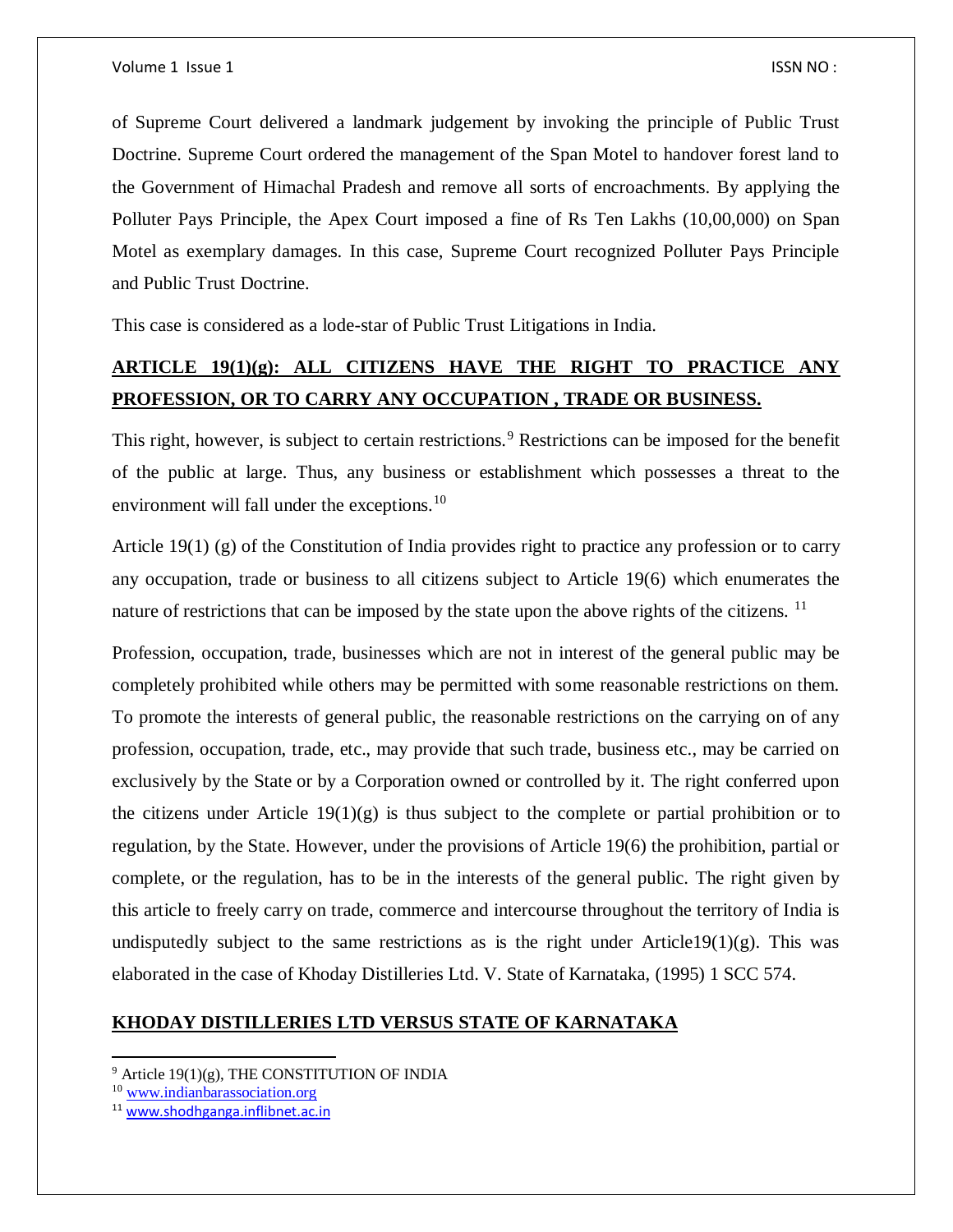of Supreme Court delivered a landmark judgement by invoking the principle of Public Trust Doctrine. Supreme Court ordered the management of the Span Motel to handover forest land to the Government of Himachal Pradesh and remove all sorts of encroachments. By applying the Polluter Pays Principle, the Apex Court imposed a fine of Rs Ten Lakhs (10,00,000) on Span Motel as exemplary damages. In this case, Supreme Court recognized Polluter Pays Principle and Public Trust Doctrine.

This case is considered as a lode-star of Public Trust Litigations in India.

## **ARTICLE 19(1)(g): ALL CITIZENS HAVE THE RIGHT TO PRACTICE ANY PROFESSION, OR TO CARRY ANY OCCUPATION , TRADE OR BUSINESS.**

This right, however, is subject to certain restrictions.[9] Restrictions can be imposed for the benefit of the public at large. Thus, any business or establishment which possesses a threat to the environment will fall under the exceptions.[10]

Article 19(1) (g) of the Constitution of India provides right to practice any profession or to carry any occupation, trade or business to all citizens subject to Article 19(6) which enumerates the nature of restrictions that can be imposed by the state upon the above rights of the citizens. [11]

Profession, occupation, trade, businesses which are not in interest of the general public may be completely prohibited while others may be permitted with some reasonable restrictions on them. To promote the interests of general public, the reasonable restrictions on the carrying on of any profession, occupation, trade, etc., may provide that such trade, business etc., may be carried on exclusively by the State or by a Corporation owned or controlled by it. The right conferred upon the citizens under Article 19(1)(g) is thus subject to the complete or partial prohibition or to regulation, by the State. However, under the provisions of Article 19(6) the prohibition, partial or complete, or the regulation, has to be in the interests of the general public. The right given by this article to freely carry on trade, commerce and intercourse throughout the territory of India is undisputedly subject to the same restrictions as is the right under Article19(1)(g). This was elaborated in the case of Khoday Distilleries Ltd. V. State of Karnataka, (1995) 1 SCC 574.

## **KHODAY DISTILLERIES LTD VERSUS STATE OF KARNATAKA**

---

[9] Article 19(1)(g), THE CONSTITUTION OF INDIA

[10] www.indianbarassociation.org

[11] www.shodhganga.inflibnet.ac.in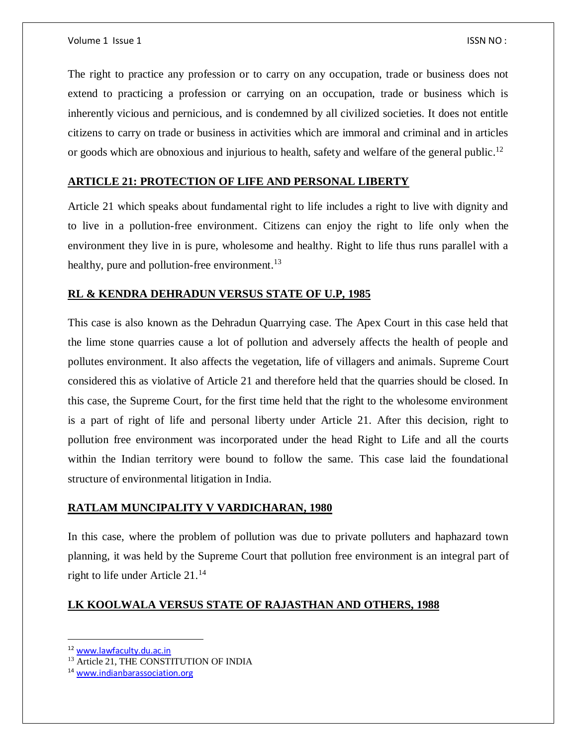The right to practice any profession or to carry on any occupation, trade or business does not extend to practicing a profession or carrying on an occupation, trade or business which is inherently vicious and pernicious, and is condemned by all civilized societies. It does not entitle citizens to carry on trade or business in activities which are immoral and criminal and in articles or goods which are obnoxious and injurious to health, safety and welfare of the general public.[12]

## ARTICLE 21: PROTECTION OF LIFE AND PERSONAL LIBERTY

Article 21 which speaks about fundamental right to life includes a right to live with dignity and to live in a pollution-free environment. Citizens can enjoy the right to life only when the environment they live in is pure, wholesome and healthy. Right to life thus runs parallel with a healthy, pure and pollution-free environment.[13]

## RL & KENDRA DEHRADUN VERSUS STATE OF U.P, 1985

This case is also known as the Dehradun Quarrying case. The Apex Court in this case held that the lime stone quarries cause a lot of pollution and adversely affects the health of people and pollutes environment. It also affects the vegetation, life of villagers and animals. Supreme Court considered this as violative of Article 21 and therefore held that the quarries should be closed. In this case, the Supreme Court, for the first time held that the right to the wholesome environment is a part of right of life and personal liberty under Article 21. After this decision, right to pollution free environment was incorporated under the head Right to Life and all the courts within the Indian territory were bound to follow the same. This case laid the foundational structure of environmental litigation in India.

## RATLAM MUNCIPALITY V VARDICHARAN, 1980

In this case, where the problem of pollution was due to private polluters and haphazard town planning, it was held by the Supreme Court that pollution free environment is an integral part of right to life under Article 21.[14]

## LK KOOLWALA VERSUS STATE OF RAJASTHAN AND OTHERS, 1988

---

[12] www.lawfaculty.du.ac.in

[13] Article 21, THE CONSTITUTION OF INDIA

[14] www.indianbarassociation.org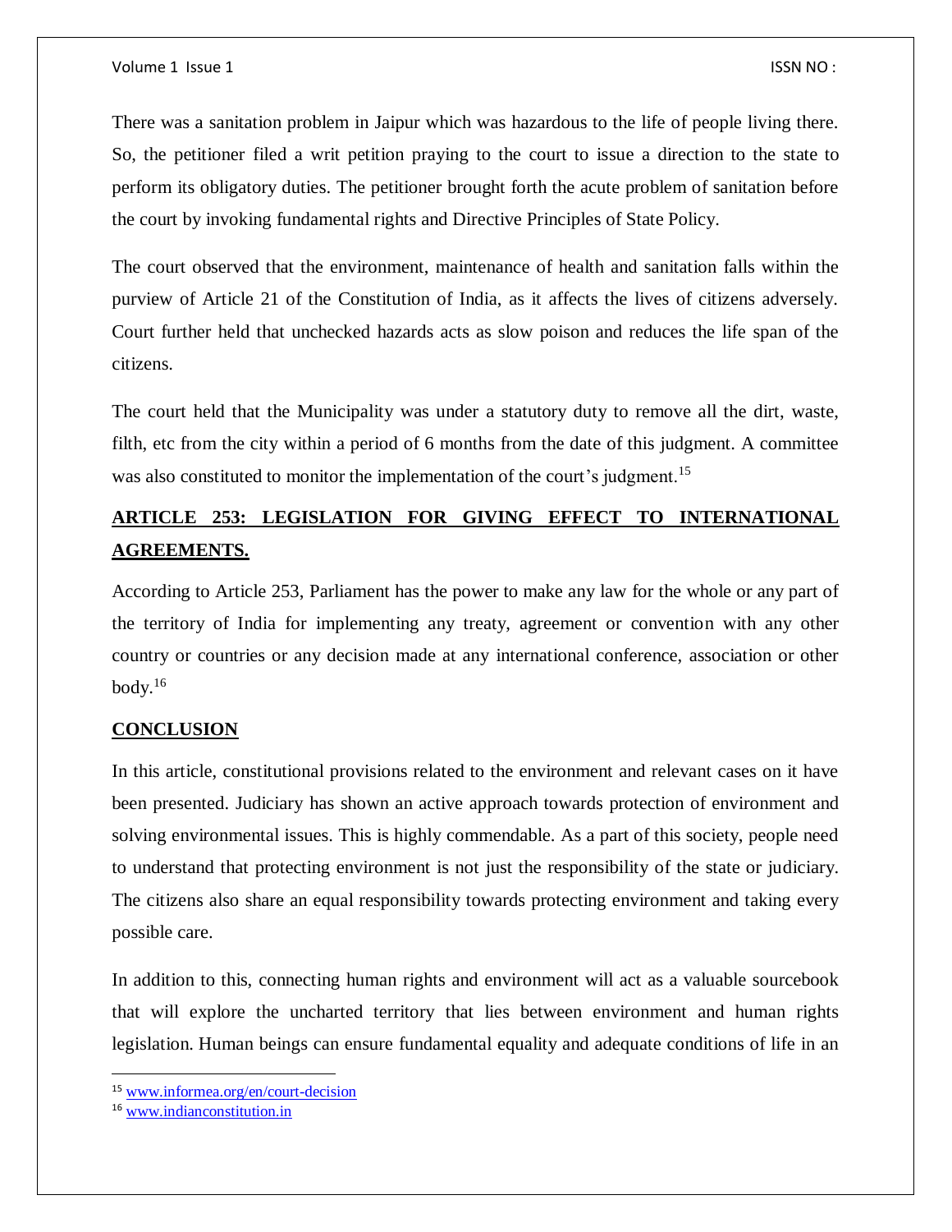There was a sanitation problem in Jaipur which was hazardous to the life of people living there. So, the petitioner filed a writ petition praying to the court to issue a direction to the state to perform its obligatory duties. The petitioner brought forth the acute problem of sanitation before the court by invoking fundamental rights and Directive Principles of State Policy.

The court observed that the environment, maintenance of health and sanitation falls within the purview of Article 21 of the Constitution of India, as it affects the lives of citizens adversely. Court further held that unchecked hazards acts as slow poison and reduces the life span of the citizens.

The court held that the Municipality was under a statutory duty to remove all the dirt, waste, filth, etc from the city within a period of 6 months from the date of this judgment. A committee was also constituted to monitor the implementation of the court's judgment.[15]

## ARTICLE 253: LEGISLATION FOR GIVING EFFECT TO INTERNATIONAL AGREEMENTS.

According to Article 253, Parliament has the power to make any law for the whole or any part of the territory of India for implementing any treaty, agreement or convention with any other country or countries or any decision made at any international conference, association or other body.[16]

## CONCLUSION

In this article, constitutional provisions related to the environment and relevant cases on it have been presented. Judiciary has shown an active approach towards protection of environment and solving environmental issues. This is highly commendable. As a part of this society, people need to understand that protecting environment is not just the responsibility of the state or judiciary. The citizens also share an equal responsibility towards protecting environment and taking every possible care.

In addition to this, connecting human rights and environment will act as a valuable sourcebook that will explore the uncharted territory that lies between environment and human rights legislation. Human beings can ensure fundamental equality and adequate conditions of life in an

---

[15] www.informea.org/en/court-decision

[16] www.indianconstitution.in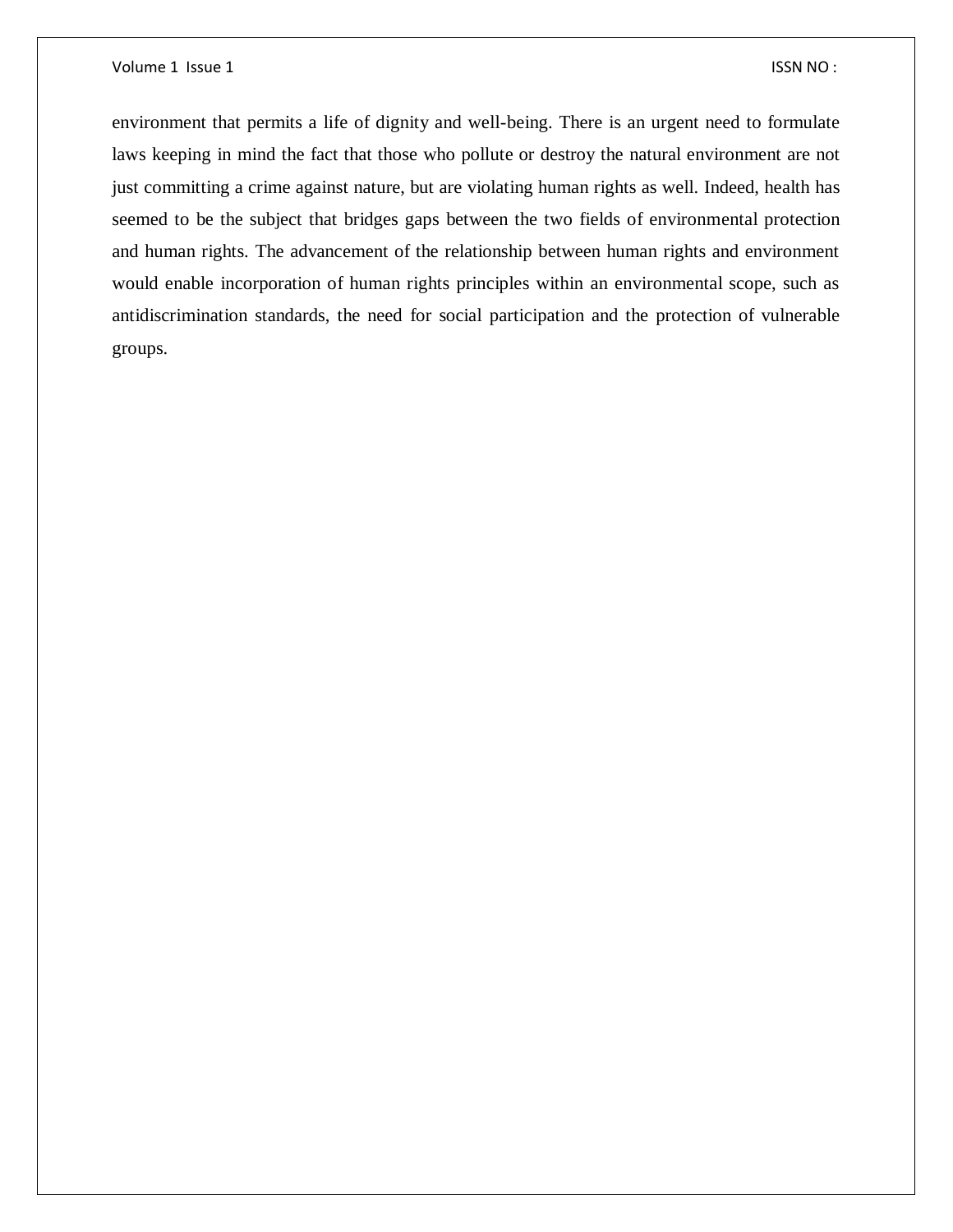environment that permits a life of dignity and well-being. There is an urgent need to formulate laws keeping in mind the fact that those who pollute or destroy the natural environment are not just committing a crime against nature, but are violating human rights as well. Indeed, health has seemed to be the subject that bridges gaps between the two fields of environmental protection and human rights. The advancement of the relationship between human rights and environment would enable incorporation of human rights principles within an environmental scope, such as antidiscrimination standards, the need for social participation and the protection of vulnerable groups.